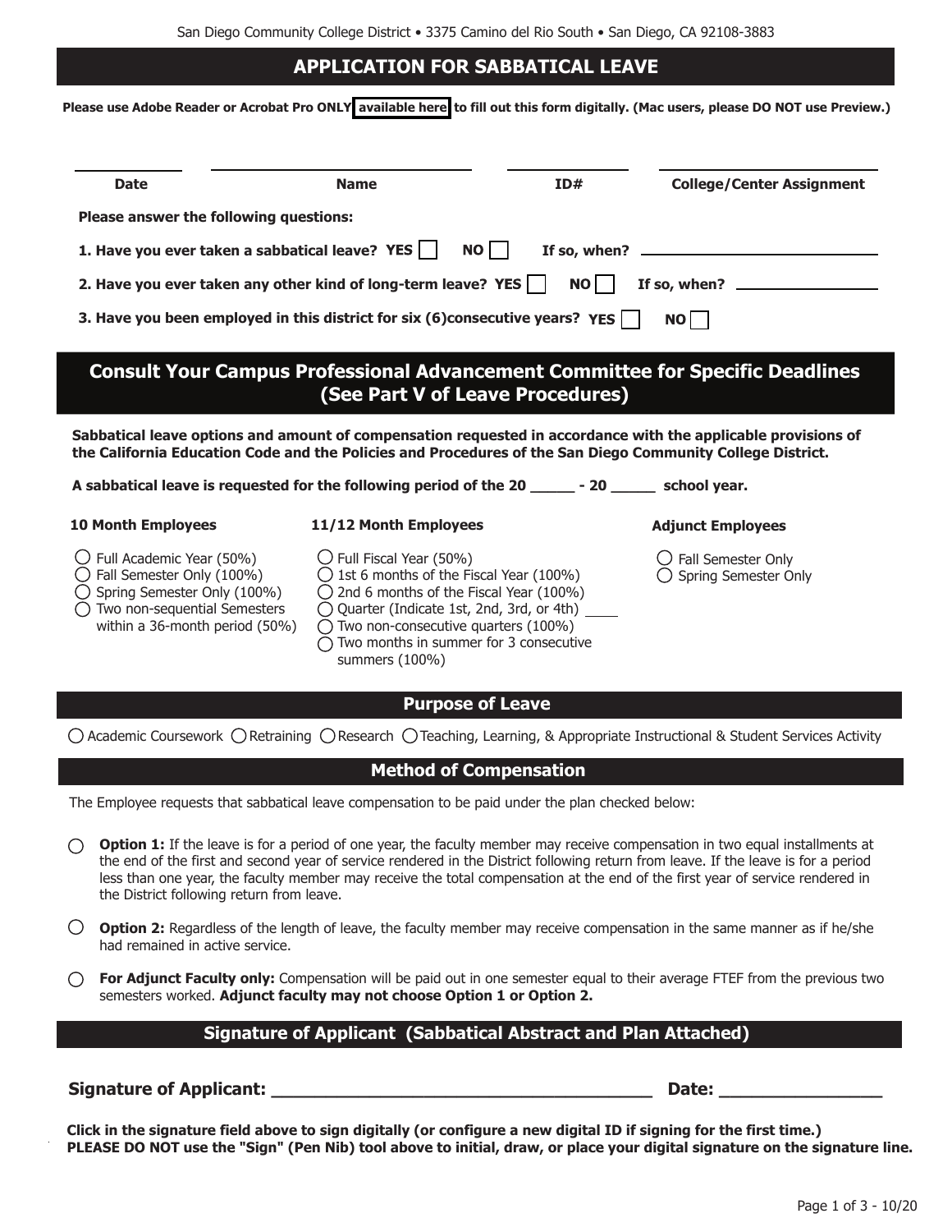San Diego Community College District • 3375 Camino del Rio South • San Diego, CA 92108-3883

# APPLICATION FOR SABBATICAL LEAVE

**Please use Adobe Reader or Acrobat Pro ONLY available here to fill out this form digitally. (Mac users, please DO NOT use Preview.)**

| Date | Name | ID# | College/Center Assignment |
|---|---|---|---|
| | | | |

**Please answer the following questions:**

**1. Have you ever taken a sabbatical leave? YES ☐ NO ☐ If so, when?** ______________________

**2. Have you ever taken any other kind of long-term leave? YES ☐ NO ☐ If so, when?** ______________

**3. Have you been employed in this district for six (6)consecutive years? YES ☐ NO ☐**

## Consult Your Campus Professional Advancement Committee for Specific Deadlines (See Part V of Leave Procedures)

**Sabbatical leave options and amount of compensation requested in accordance with the applicable provisions of the California Education Code and the Policies and Procedures of the San Diego Community College District.**

**A sabbatical leave is requested for the following period of the 20 _____ - 20 _____ school year.**

**10 Month Employees**

- ◯ Full Academic Year (50%)
- ◯ Fall Semester Only (100%)
- ◯ Spring Semester Only (100%)
- ◯ Two non-sequential Semesters within a 36-month period (50%)

**11/12 Month Employees**

- ◯ Full Fiscal Year (50%)
- ◯ 1st 6 months of the Fiscal Year (100%)
- ◯ 2nd 6 months of the Fiscal Year (100%)
- ◯ Quarter (Indicate 1st, 2nd, 3rd, or 4th) ____
- ◯ Two non-consecutive quarters (100%)
- ◯ Two months in summer for 3 consecutive summers (100%)

**Adjunct Employees**

- ◯ Fall Semester Only
- ◯ Spring Semester Only

## Purpose of Leave

◯ Academic Coursework ◯ Retraining ◯ Research ◯ Teaching, Learning, & Appropriate Instructional & Student Services Activity

## Method of Compensation

The Employee requests that sabbatical leave compensation to be paid under the plan checked below:

◯ **Option 1:** If the leave is for a period of one year, the faculty member may receive compensation in two equal installments at the end of the first and second year of service rendered in the District following return from leave. If the leave is for a period less than one year, the faculty member may receive the total compensation at the end of the first year of service rendered in the District following return from leave.

◯ **Option 2:** Regardless of the length of leave, the faculty member may receive compensation in the same manner as if he/she had remained in active service.

◯ **For Adjunct Faculty only:** Compensation will be paid out in one semester equal to their average FTEF from the previous two semesters worked. **Adjunct faculty may not choose Option 1 or Option 2.**

## Signature of Applicant (Sabbatical Abstract and Plan Attached)

**Signature of Applicant:** ______________________________________ **Date:** ________________

**Click in the signature field above to sign digitally (or configure a new digital ID if signing for the first time.)**
**PLEASE DO NOT use the "Sign" (Pen Nib) tool above to initial, draw, or place your digital signature on the signature line.**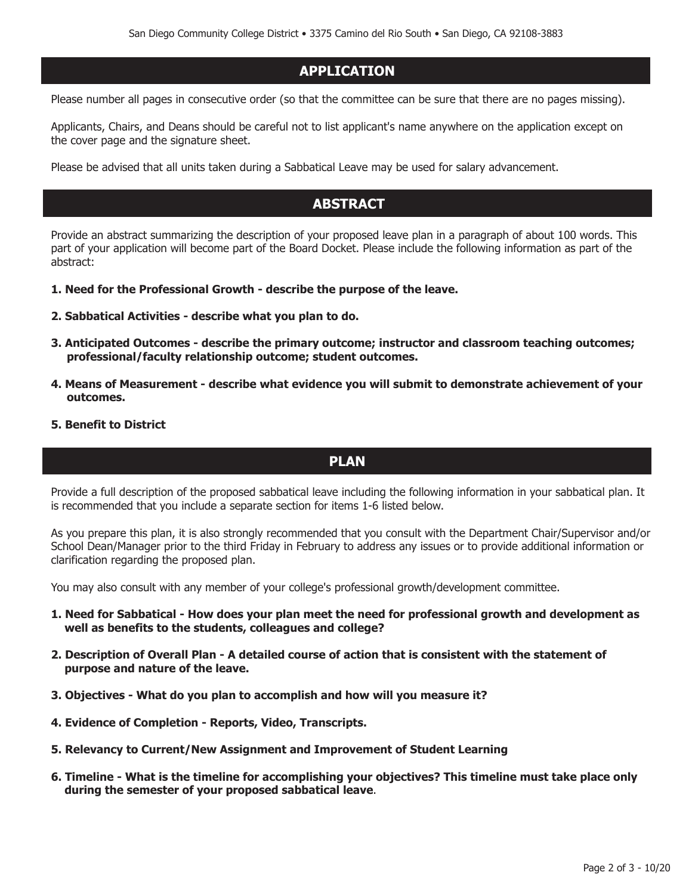## APPLICATION

Please number all pages in consecutive order (so that the committee can be sure that there are no pages missing).

Applicants, Chairs, and Deans should be careful not to list applicant's name anywhere on the application except on the cover page and the signature sheet.

Please be advised that all units taken during a Sabbatical Leave may be used for salary advancement.

## ABSTRACT

Provide an abstract summarizing the description of your proposed leave plan in a paragraph of about 100 words. This part of your application will become part of the Board Docket. Please include the following information as part of the abstract:

1. **Need for the Professional Growth - describe the purpose of the leave.**
2. **Sabbatical Activities - describe what you plan to do.**
3. **Anticipated Outcomes - describe the primary outcome; instructor and classroom teaching outcomes; professional/faculty relationship outcome; student outcomes.**
4. **Means of Measurement - describe what evidence you will submit to demonstrate achievement of your outcomes.**
5. **Benefit to District**

## PLAN

Provide a full description of the proposed sabbatical leave including the following information in your sabbatical plan. It is recommended that you include a separate section for items 1-6 listed below.

As you prepare this plan, it is also strongly recommended that you consult with the Department Chair/Supervisor and/or School Dean/Manager prior to the third Friday in February to address any issues or to provide additional information or clarification regarding the proposed plan.

You may also consult with any member of your college's professional growth/development committee.

1. **Need for Sabbatical - How does your plan meet the need for professional growth and development as well as benefits to the students, colleagues and college?**
2. **Description of Overall Plan - A detailed course of action that is consistent with the statement of purpose and nature of the leave.**
3. **Objectives - What do you plan to accomplish and how will you measure it?**
4. **Evidence of Completion - Reports, Video, Transcripts.**
5. **Relevancy to Current/New Assignment and Improvement of Student Learning**
6. **Timeline - What is the timeline for accomplishing your objectives? This timeline must take place only during the semester of your proposed sabbatical leave**.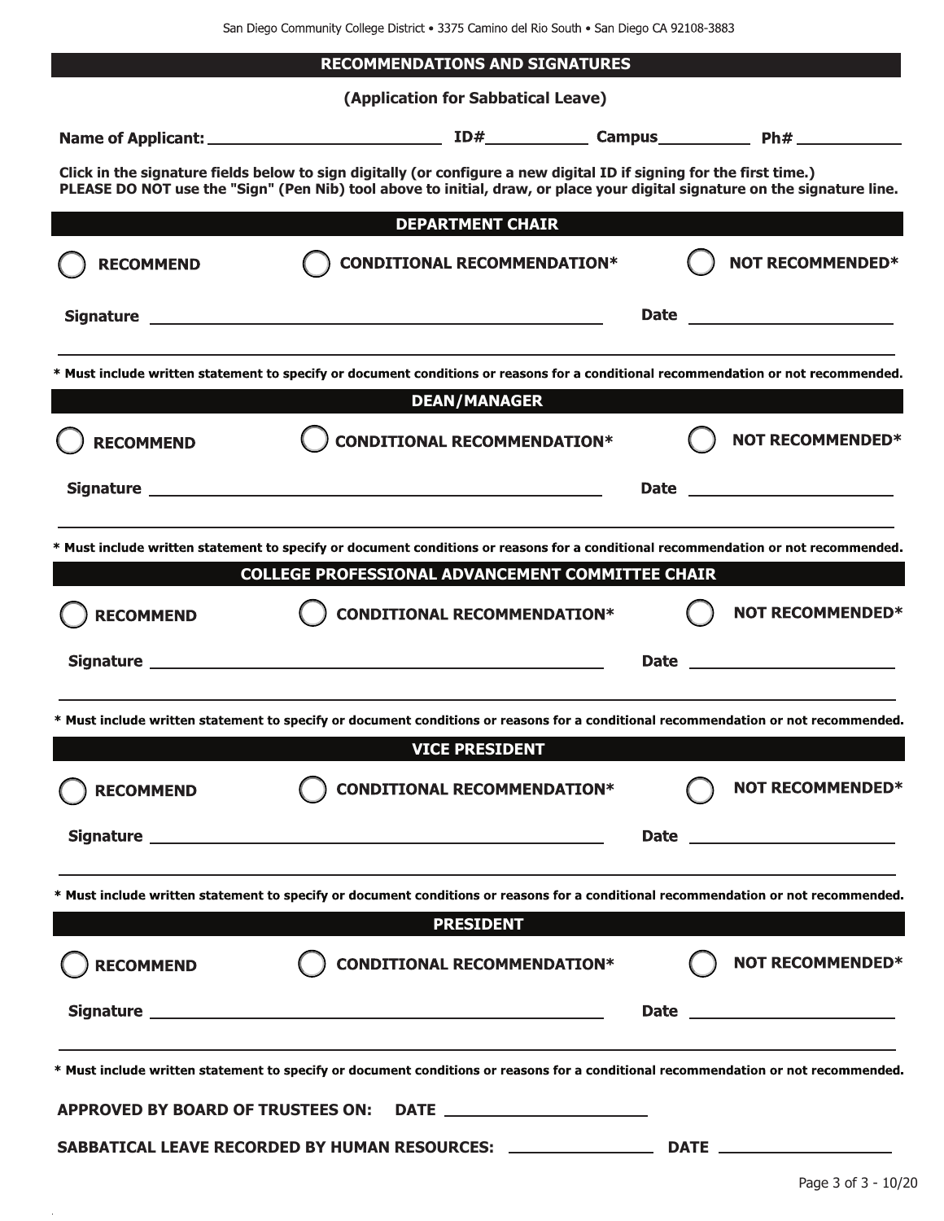San Diego Community College District • 3375 Camino del Rio South • San Diego CA 92108-3883

## RECOMMENDATIONS AND SIGNATURES

**(Application for Sabbatical Leave)**

**Name of Applicant:** ______________________ **ID#** __________ **Campus** __________ **Ph#** __________

**Click in the signature fields below to sign digitally (or configure a new digital ID if signing for the first time.)**
**PLEASE DO NOT use the "Sign" (Pen Nib) tool above to initial, draw, or place your digital signature on the signature line.**

### DEPARTMENT CHAIR

◯ **RECOMMEND** ◯ **CONDITIONAL RECOMMENDATION*** ◯ **NOT RECOMMENDED***

**Signature** ______________________________ **Date** ______________

**\* Must include written statement to specify or document conditions or reasons for a conditional recommendation or not recommended.**

### DEAN/MANAGER

◯ **RECOMMEND** ◯ **CONDITIONAL RECOMMENDATION*** ◯ **NOT RECOMMENDED***

**Signature** ______________________________ **Date** ______________

**\* Must include written statement to specify or document conditions or reasons for a conditional recommendation or not recommended.**

### COLLEGE PROFESSIONAL ADVANCEMENT COMMITTEE CHAIR

◯ **RECOMMEND** ◯ **CONDITIONAL RECOMMENDATION*** ◯ **NOT RECOMMENDED***

**Signature** ______________________________ **Date** ______________

**\* Must include written statement to specify or document conditions or reasons for a conditional recommendation or not recommended.**

### VICE PRESIDENT

◯ **RECOMMEND** ◯ **CONDITIONAL RECOMMENDATION*** ◯ **NOT RECOMMENDED***

**Signature** ______________________________ **Date** ______________

**\* Must include written statement to specify or document conditions or reasons for a conditional recommendation or not recommended.**

### PRESIDENT

◯ **RECOMMEND** ◯ **CONDITIONAL RECOMMENDATION*** ◯ **NOT RECOMMENDED***

**Signature** ______________________________ **Date** ______________

**\* Must include written statement to specify or document conditions or reasons for a conditional recommendation or not recommended.**

**APPROVED BY BOARD OF TRUSTEES ON: DATE** ______________

**SABBATICAL LEAVE RECORDED BY HUMAN RESOURCES:** ______________ **DATE** ______________